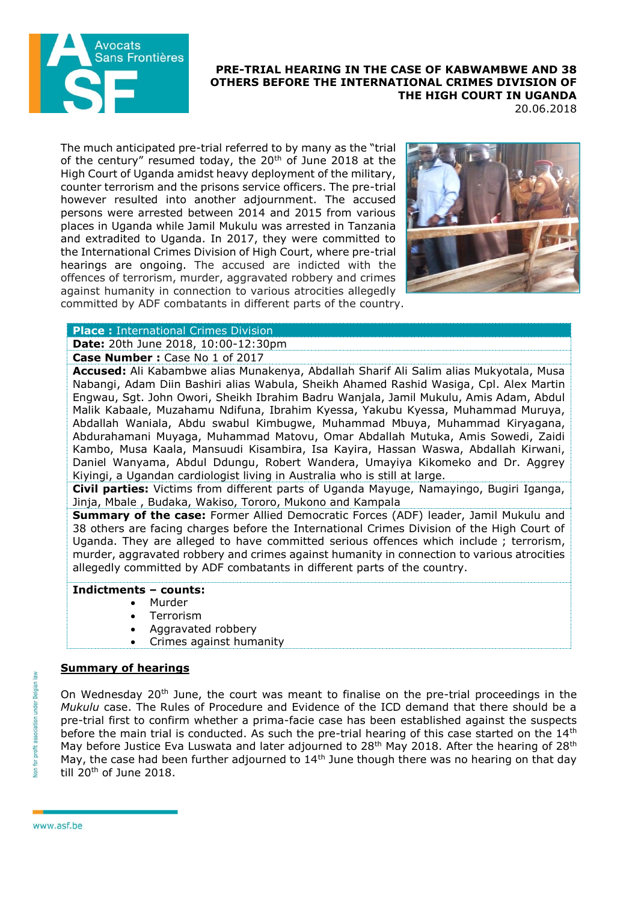# PRE-TRIAL HEARING IN THE CASE OF KABWAMBWE AND 38 OTHERS BEFORE THE INTERNATIONAL CRIMES DIVISION OF THE HIGH COURT IN UGANDA

20.06.2018

The much anticipated pre-trial referred to by many as the "trial of the century" resumed today, the 20th of June 2018 at the High Court of Uganda amidst heavy deployment of the military, counter terrorism and the prisons service officers. The pre-trial however resulted into another adjournment. The accused persons were arrested between 2014 and 2015 from various places in Uganda while Jamil Mukulu was arrested in Tanzania and extradited to Uganda. In 2017, they were committed to the International Crimes Division of High Court, where pre-trial hearings are ongoing. The accused are indicted with the offences of terrorism, murder, aggravated robbery and crimes against humanity in connection to various atrocities allegedly committed by ADF combatants in different parts of the country.

**Place :** International Crimes Division

**Date:** 20th June 2018, 10:00-12:30pm

**Case Number :** Case No 1 of 2017

**Accused:** Ali Kabambwe alias Munakenya, Abdallah Sharif Ali Salim alias Mukyotala, Musa Nabangi, Adam Diin Bashiri alias Wabula, Sheikh Ahamed Rashid Wasiga, Cpl. Alex Martin Engwau, Sgt. John Owori, Sheikh Ibrahim Badru Wanjala, Jamil Mukulu, Amis Adam, Abdul Malik Kabaale, Muzahamu Ndifuna, Ibrahim Kyessa, Yakubu Kyessa, Muhammad Muruya, Abdallah Waniala, Abdu swabul Kimbugwe, Muhammad Mbuya, Muhammad Kiryagana, Abdurahamani Muyaga, Muhammad Matovu, Omar Abdallah Mutuka, Amis Sowedi, Zaidi Kambo, Musa Kaala, Mansuudi Kisambira, Isa Kayira, Hassan Waswa, Abdallah Kirwani, Daniel Wanyama, Abdul Ddungu, Robert Wandera, Umayiya Kikomeko and Dr. Aggrey Kiyingi, a Ugandan cardiologist living in Australia who is still at large.

**Civil parties:** Victims from different parts of Uganda Mayuge, Namayingo, Bugiri Iganga, Jinja, Mbale , Budaka, Wakiso, Tororo, Mukono and Kampala

**Summary of the case:** Former Allied Democratic Forces (ADF) leader, Jamil Mukulu and 38 others are facing charges before the International Crimes Division of the High Court of Uganda. They are alleged to have committed serious offences which include ; terrorism, murder, aggravated robbery and crimes against humanity in connection to various atrocities allegedly committed by ADF combatants in different parts of the country.

**Indictments – counts:**

- Murder
- Terrorism
- Aggravated robbery
- Crimes against humanity

## Summary of hearings

On Wednesday 20th June, the court was meant to finalise on the pre-trial proceedings in the *Mukulu* case. The Rules of Procedure and Evidence of the ICD demand that there should be a pre-trial first to confirm whether a prima-facie case has been established against the suspects before the main trial is conducted. As such the pre-trial hearing of this case started on the 14th May before Justice Eva Luswata and later adjourned to 28th May 2018. After the hearing of 28th May, the case had been further adjourned to 14th June though there was no hearing on that day till 20th of June 2018.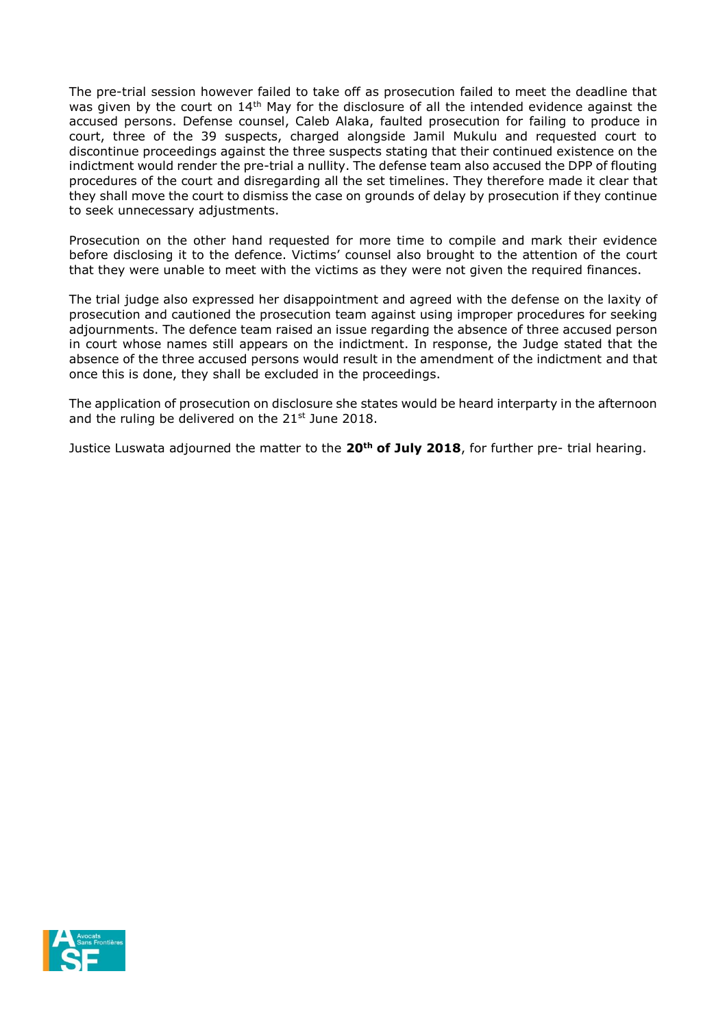The pre-trial session however failed to take off as prosecution failed to meet the deadline that was given by the court on 14th May for the disclosure of all the intended evidence against the accused persons. Defense counsel, Caleb Alaka, faulted prosecution for failing to produce in court, three of the 39 suspects, charged alongside Jamil Mukulu and requested court to discontinue proceedings against the three suspects stating that their continued existence on the indictment would render the pre-trial a nullity. The defense team also accused the DPP of flouting procedures of the court and disregarding all the set timelines. They therefore made it clear that they shall move the court to dismiss the case on grounds of delay by prosecution if they continue to seek unnecessary adjustments.

Prosecution on the other hand requested for more time to compile and mark their evidence before disclosing it to the defence. Victims' counsel also brought to the attention of the court that they were unable to meet with the victims as they were not given the required finances.

The trial judge also expressed her disappointment and agreed with the defense on the laxity of prosecution and cautioned the prosecution team against using improper procedures for seeking adjournments. The defence team raised an issue regarding the absence of three accused person in court whose names still appears on the indictment. In response, the Judge stated that the absence of the three accused persons would result in the amendment of the indictment and that once this is done, they shall be excluded in the proceedings.

The application of prosecution on disclosure she states would be heard interparty in the afternoon and the ruling be delivered on the 21st June 2018.

Justice Luswata adjourned the matter to the **20th of July 2018**, for further pre- trial hearing.